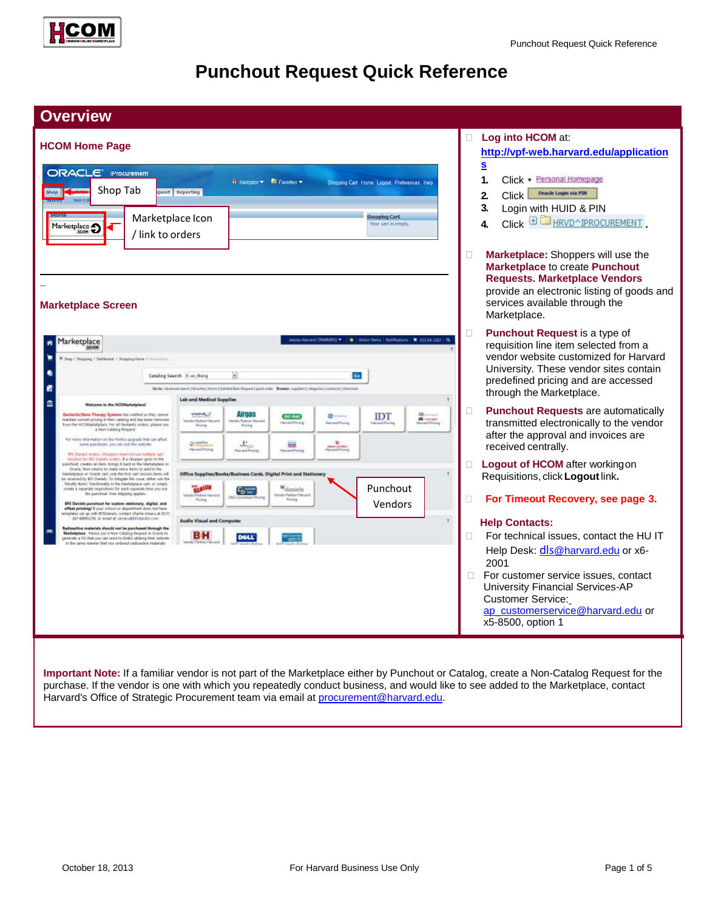# Punchout Request Quick Reference

## Overview

### HCOM Home Page

Shop Tab

Marketplace Icon / link to orders

### Marketplace Screen

Punchout Vendors

- **Log into HCOM** at: **http://vpf-web.harvard.edu/applications**
  1. Click • Personal Homepage
  2. Click Oracle Login via PIN
  3. Login with HUID & PIN
  4. Click HRVD^IPROCUREMENT.
- **Marketplace:** Shoppers will use the **Marketplace** to create **Punchout Requests. Marketplace Vendors** provide an electronic listing of goods and services available through the Marketplace.
- **Punchout Request** is a type of requisition line item selected from a vendor website customized for Harvard University. These vendor sites contain predefined pricing and are accessed through the Marketplace.
- **Punchout Requests** are automatically transmitted electronically to the vendor after the approval and invoices are received centrally.
- **Logout of HCOM** after working on Requisitions, click **Logout** link.
- **For Timeout Recovery, see page 3.**

**Help Contacts:**

- For technical issues, contact the HU IT Help Desk: dls@harvard.edu or x6-2001
- For customer service issues, contact University Financial Services-AP Customer Service: ap_customerservice@harvard.edu or x5-8500, option 1

**Important Note:** If a familiar vendor is not part of the Marketplace either by Punchout or Catalog, create a Non-Catalog Request for the purchase. If the vendor is one with which you repeatedly conduct business, and would like to see added to the Marketplace, contact Harvard's Office of Strategic Procurement team via email at procurement@harvard.edu.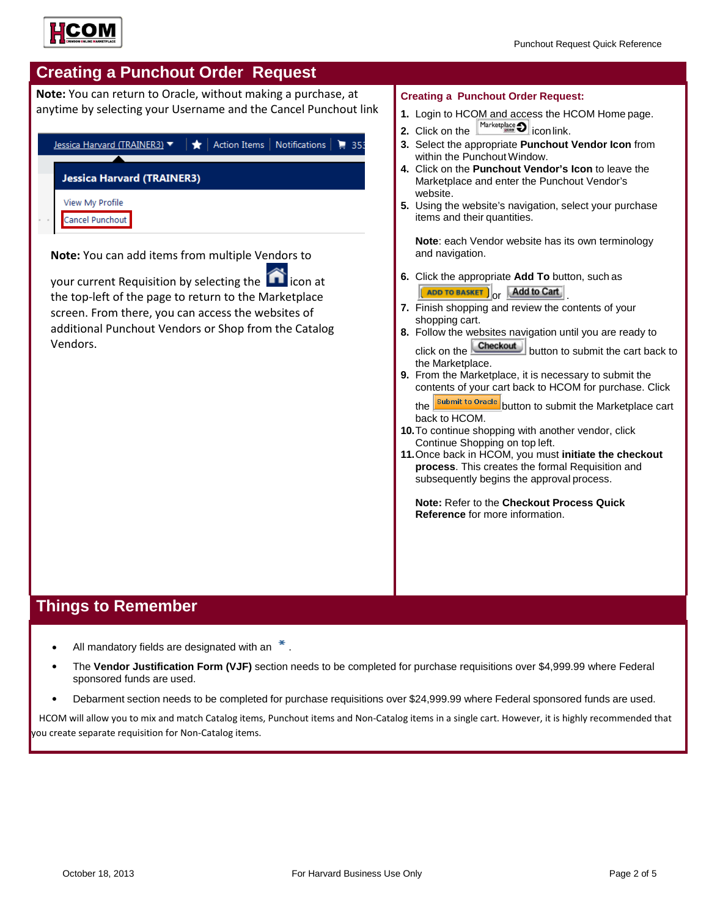# Creating a Punchout Order Request

**Note:** You can return to Oracle, without making a purchase, at anytime by selecting your Username and the Cancel Punchout link

Jessica Harvard (TRAINER3) | Action Items | Notifications | 353

**Jessica Harvard (TRAINER3)**

View My Profile

Cancel Punchout

**Note:** You can add items from multiple Vendors to your current Requisition by selecting the icon at the top-left of the page to return to the Marketplace screen. From there, you can access the websites of additional Punchout Vendors or Shop from the Catalog Vendors.

## Creating a Punchout Order Request:

1. Login to HCOM and access the HCOM Home page.
2. Click on the Marketplace icon link.
3. Select the appropriate **Punchout Vendor Icon** from within the Punchout Window.
4. Click on the **Punchout Vendor's Icon** to leave the Marketplace and enter the Punchout Vendor's website.
5. Using the website's navigation, select your purchase items and their quantities.

   **Note**: each Vendor website has its own terminology and navigation.

6. Click the appropriate **Add To** button, such as ADD TO BASKET or Add to Cart.
7. Finish shopping and review the contents of your shopping cart.
8. Follow the websites navigation until you are ready to click on the Checkout button to submit the cart back to the Marketplace.
9. From the Marketplace, it is necessary to submit the contents of your cart back to HCOM for purchase. Click the Submit to Oracle button to submit the Marketplace cart back to HCOM.
10. To continue shopping with another vendor, click Continue Shopping on top left.
11. Once back in HCOM, you must **initiate the checkout process**. This creates the formal Requisition and subsequently begins the approval process.

    **Note:** Refer to the **Checkout Process Quick Reference** for more information.

# Things to Remember

- All mandatory fields are designated with an *.
- The **Vendor Justification Form (VJF)** section needs to be completed for purchase requisitions over $4,999.99 where Federal sponsored funds are used.
- Debarment section needs to be completed for purchase requisitions over $24,999.99 where Federal sponsored funds are used.

HCOM will allow you to mix and match Catalog items, Punchout items and Non-Catalog items in a single cart. However, it is highly recommended that you create separate requisition for Non-Catalog items.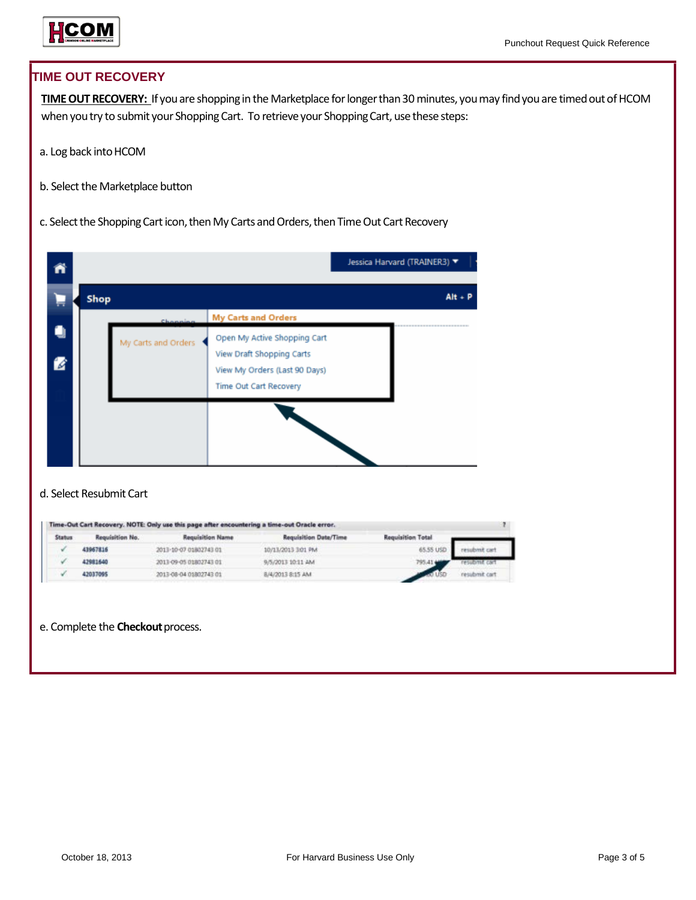## TIME OUT RECOVERY

**TIME OUT RECOVERY:** If you are shopping in the Marketplace for longer than 30 minutes, you may find you are timed out of HCOM when you try to submit your Shopping Cart. To retrieve your Shopping Cart, use these steps:

a. Log back into HCOM

b. Select the Marketplace button

c. Select the Shopping Cart icon, then My Carts and Orders, then Time Out Cart Recovery

d. Select Resubmit Cart

e. Complete the **Checkout** process.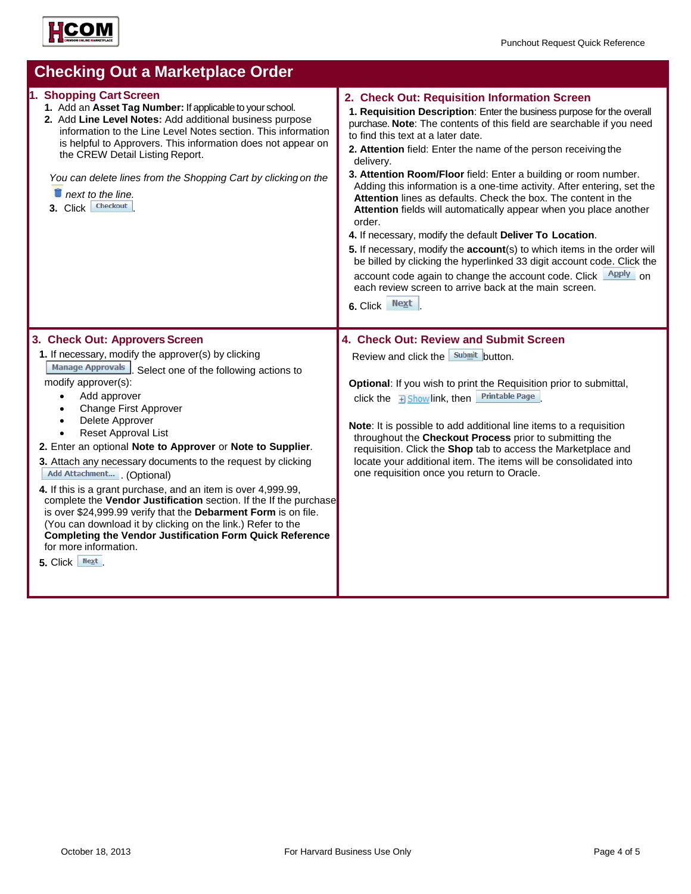# Checking Out a Marketplace Order

## 1. Shopping Cart Screen

1. Add an **Asset Tag Number:** If applicable to your school.
2. Add **Line Level Notes:** Add additional business purpose information to the Line Level Notes section. This information is helpful to Approvers. This information does not appear on the CREW Detail Listing Report.

*You can delete lines from the Shopping Cart by clicking on the [trash icon] next to the line.*

3. Click Checkout.

## 2. Check Out: Requisition Information Screen

1. **Requisition Description**: Enter the business purpose for the overall purchase. **Note**: The contents of this field are searchable if you need to find this text at a later date.
2. **Attention** field: Enter the name of the person receiving the delivery.
3. **Attention Room/Floor** field: Enter a building or room number. Adding this information is a one-time activity. After entering, set the **Attention** lines as defaults. Check the box. The content in the **Attention** fields will automatically appear when you place another order.
4. If necessary, modify the default **Deliver To Location**.
5. If necessary, modify the **account**(s) to which items in the order will be billed by clicking the hyperlinked 33 digit account code. Click the account code again to change the account code. Click Apply on each review screen to arrive back at the main screen.
6. Click Next.

## 3. Check Out: Approvers Screen

1. If necessary, modify the approver(s) by clicking Manage Approvals. Select one of the following actions to modify approver(s):
   - Add approver
   - Change First Approver
   - Delete Approver
   - Reset Approval List
2. Enter an optional **Note to Approver** or **Note to Supplier**.
3. Attach any necessary documents to the request by clicking Add Attachment... . (Optional)
4. If this is a grant purchase, and an item is over 4,999.99, complete the **Vendor Justification** section. If the If the purchase is over $24,999.99 verify that the **Debarment Form** is on file. (You can download it by clicking on the link.) Refer to the **Completing the Vendor Justification Form Quick Reference** for more information.
5. Click Next.

## 4. Check Out: Review and Submit Screen

Review and click the Submit button.

**Optional**: If you wish to print the Requisition prior to submittal, click the Show link, then Printable Page.

**Note**: It is possible to add additional line items to a requisition throughout the **Checkout Process** prior to submitting the requisition. Click the **Shop** tab to access the Marketplace and locate your additional item. The items will be consolidated into one requisition once you return to Oracle.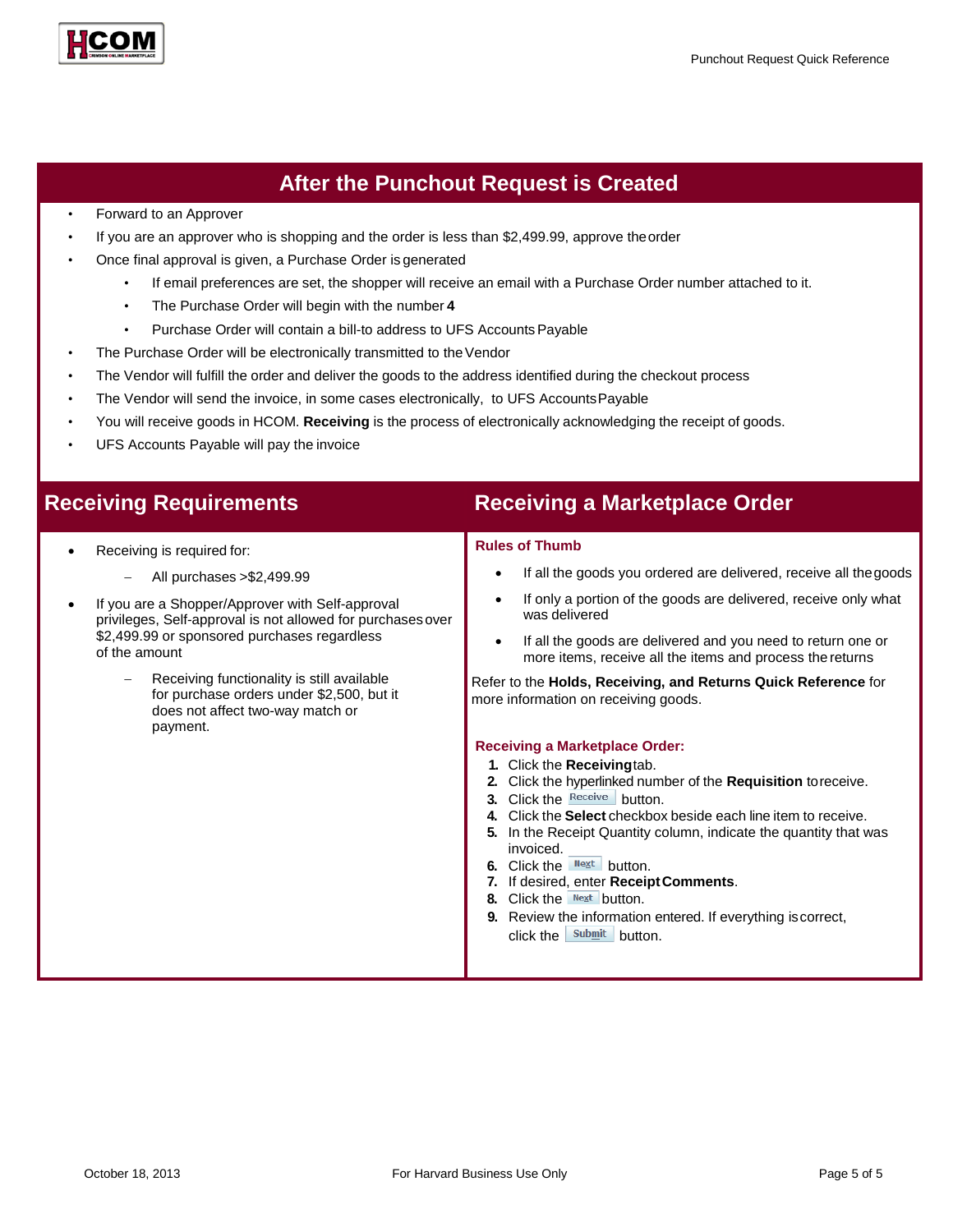## After the Punchout Request is Created

- Forward to an Approver
- If you are an approver who is shopping and the order is less than $2,499.99, approve the order
- Once final approval is given, a Purchase Order is generated
  - If email preferences are set, the shopper will receive an email with a Purchase Order number attached to it.
  - The Purchase Order will begin with the number **4**
  - Purchase Order will contain a bill-to address to UFS Accounts Payable
- The Purchase Order will be electronically transmitted to the Vendor
- The Vendor will fulfill the order and deliver the goods to the address identified during the checkout process
- The Vendor will send the invoice, in some cases electronically, to UFS Accounts Payable
- You will receive goods in HCOM. **Receiving** is the process of electronically acknowledging the receipt of goods.
- UFS Accounts Payable will pay the invoice

## Receiving Requirements

- Receiving is required for:
  - All purchases >$2,499.99
- If you are a Shopper/Approver with Self-approval privileges, Self-approval is not allowed for purchases over $2,499.99 or sponsored purchases regardless of the amount
  - Receiving functionality is still available for purchase orders under $2,500, but it does not affect two-way match or payment.

## Receiving a Marketplace Order

### Rules of Thumb

- If all the goods you ordered are delivered, receive all the goods
- If only a portion of the goods are delivered, receive only what was delivered
- If all the goods are delivered and you need to return one or more items, receive all the items and process the returns

Refer to the **Holds, Receiving, and Returns Quick Reference** for more information on receiving goods.

### Receiving a Marketplace Order:

1. Click the **Receiving** tab.
2. Click the hyperlinked number of the **Requisition** to receive.
3. Click the Receive button.
4. Click the **Select** checkbox beside each line item to receive.
5. In the Receipt Quantity column, indicate the quantity that was invoiced.
6. Click the Next button.
7. If desired, enter **Receipt Comments**.
8. Click the Next button.
9. Review the information entered. If everything is correct, click the Submit button.